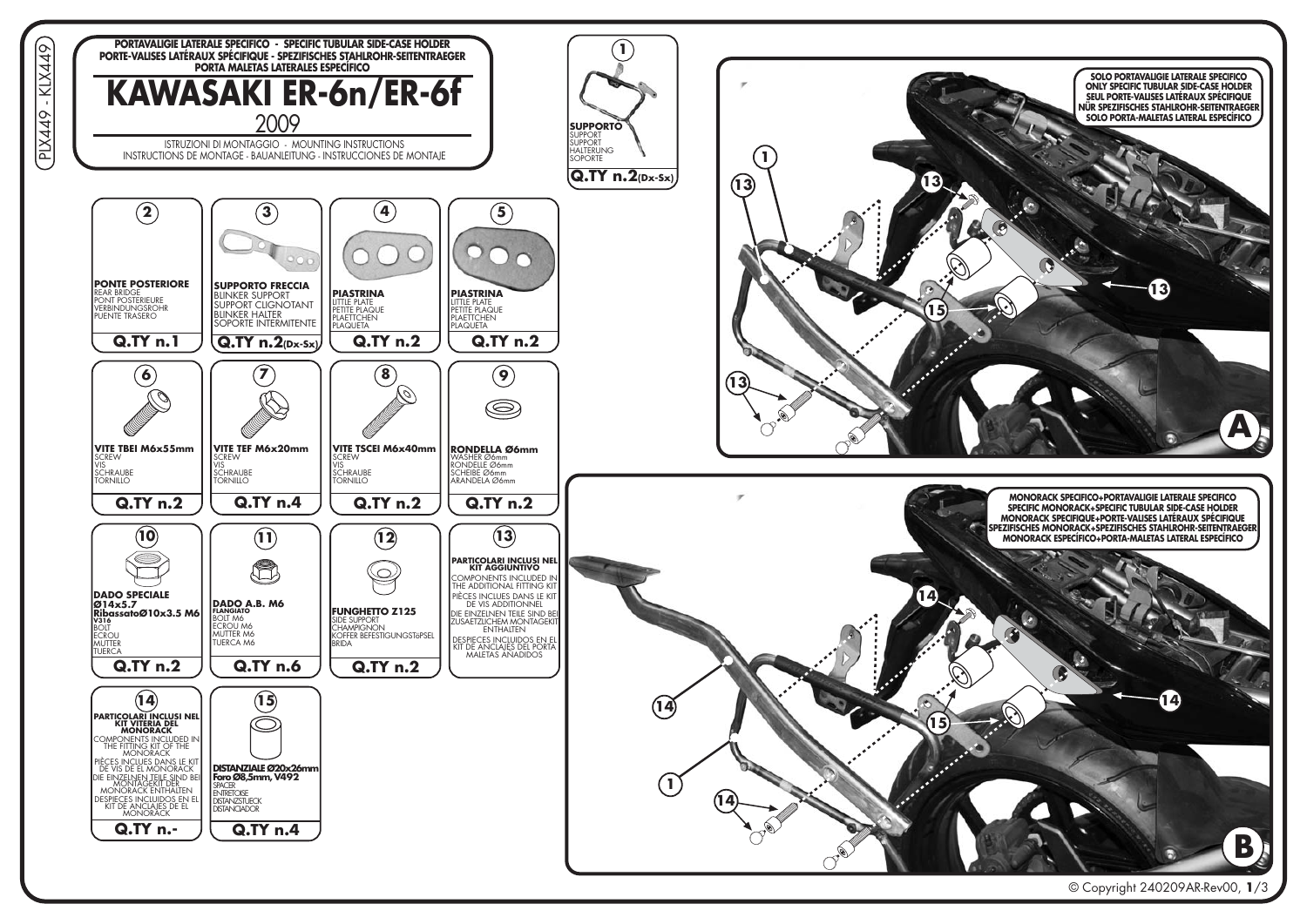PLX449 - KLX449

PORTAVALIGIE LATERALE SPECIFICO - SPECIFIC TUBULAR SIDE-CASE HOLDER
PORTE-VALISES LATÉRAUX SPÉCIFIQUE - SPEZIFISCHES STAHLROHR-SEITENTRAEGER
PORTA MALETAS LATERALES ESPECÍFICO

# KAWASAKI ER-6n/ER-6f

2009

ISTRUZIONI DI MONTAGGIO - MOUNTING INSTRUCTIONS
INSTRUCTIONS DE MONTAGE - BAUANLEITUNG - INSTRUCCIONES DE MONTAJE

| No. | Description | Q.TY |
|---|---|---|
| 1 | **SUPPORTO** SUPPORT SUPPORT HALTERUNG SOPORTE | n.2 (Dx-Sx) |
| 2 | **PONTE POSTERIORE** REAR BRIDGE PONT POSTERIEURE VERBINDUNGSROHR PUENTE TRASERO | n.1 |
| 3 | **SUPPORTO FRECCIA** BLINKER SUPPORT SUPPORT CLIGNOTANT BLINKER HALTER SOPORTE INTERMITENTE | n.2 (Dx-Sx) |
| 4 | **PIASTRINA** LITTLE PLATE PETITE PLAQUE PLAETTCHEN PLAQUETA | n.2 |
| 5 | **PIASTRINA** LITTLE PLATE PETITE PLAQUE PLAETTCHEN PLAQUETA | n.2 |
| 6 | **VITE TBEI M6x55mm** SCREW VIS SCHRAUBE TORNILLO | n.2 |
| 7 | **VITE TEF M6x20mm** SCREW VIS SCHRAUBE TORNILLO | n.4 |
| 8 | **VITE TSCEI M6x40mm** SCREW VIS SCHRAUBE TORNILLO | n.2 |
| 9 | **RONDELLA Ø6mm** WASHER Ø6mm RONDELLE Ø6mm SCHEIBE Ø6mm ARANDELA Ø6mm | n.2 |
| 10 | **DADO SPECIALE Ø14x5.7 RibassatoØ10x3.5 M6 V316** BOLT ECROU MUTTER TUERCA | n.2 |
| 11 | **DADO A.B. M6 FLANGIATO** BOLT M6 ECROU M6 MUTTER M6 TUERCA M6 | n.6 |
| 12 | **FUNGHETTO Z125** SIDE SUPPORT CHAMPIGNON KOFFER BEFESTIGUNGSTöPSEL BRIDA | n.2 |
| 13 | **PARTICOLARI INCLUSI NEL KIT AGGIUNTIVO** COMPONENTS INCLUDED IN THE ADDITIONAL FITTING KIT PIÈCES INCLUES DANS LE KIT DE VIS ADDITIONNEL DIE EINZELNEN TEILE SIND BEI ZUSAETZLICHEM MONTAGEKIT ENTHALTEN DESPIECES INCLUIDOS EN EL KIT DE ANCLAJES DEL PORTA MALETAS AÑADIDOS | |
| 14 | **PARTICOLARI INCLUSI NEL KIT VITERIA DEL MONORACK** COMPONENTS INCLUDED IN THE FITTING KIT OF THE MONORACK PIÈCES INCLUES DANS LE KIT DE VIS DE EL MONORACK DIE EINZELNEN TEILE SIND BEI MONTAGEKIT DER MONORACK ENTHALTEN DESPIECES INCLUIDOS EN EL KIT DE ANCLAJES DE EL MONORACK | n.- |
| 15 | **DISTANZIALE Ø20x26mm Foro Ø8,5mm, V492** SPACER ENTRETOISE DISTANZSTUECK DISTANCIADOR | n.4 |

**A**

SOLO PORTAVALIGIE LATERALE SPECIFICO
ONLY SPECIFIC TUBULAR SIDE-CASE HOLDER
SEUL PORTE-VALISES LATÉRAUX SPÉCIFIQUE
NÜR SPEZIFISCHES STAHLROHR-SEITENTRAEGER
SOLO PORTA-MALETAS LATERAL ESPECÍFICO

**B**

MONORACK SPECIFICO+PORTAVALIGIE LATERALE SPECIFICO
SPECIFIC MONORACK+SPECIFIC TUBULAR SIDE-CASE HOLDER
MONORACK SPECIFIQUE+PORTE-VALISES LATÉRAUX SPÉCIFIQUE
SPEZIFISCHES MONORACK+SPEZIFISCHES STAHLROHR-SEITENTRAEGER
MONORACK ESPECÍFICO+PORTA-MALETAS LATERAL ESPECÍFICO

© Copyright 240209AR-Rev00, **1**/3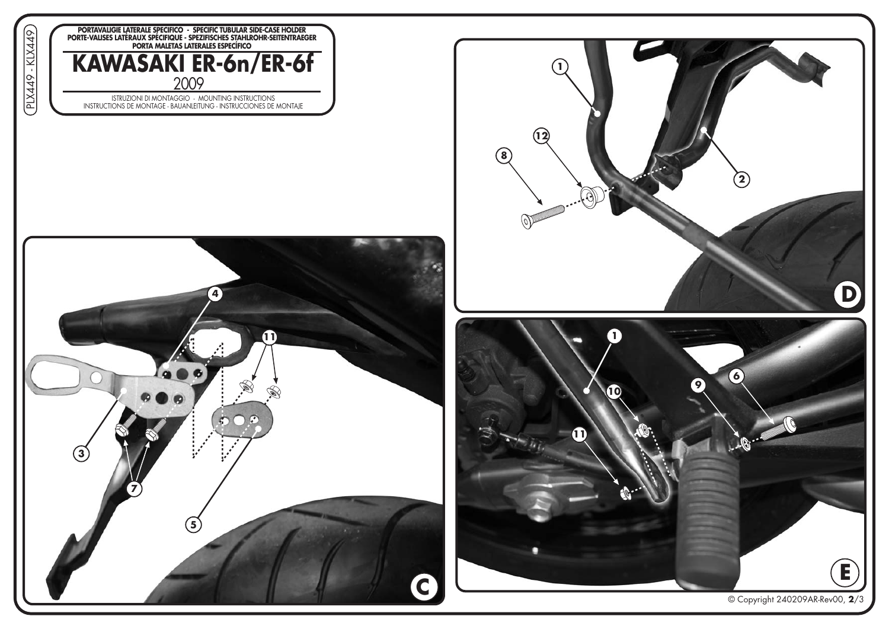PLX449 - KLX449

PORTAVALIGIE LATERALE SPECIFICO - SPECIFIC TUBULAR SIDE-CASE HOLDER
PORTE-VALISES LATÉRAUX SPÉCIFIQUE - SPEZIFISCHES STAHLROHR-SEITENTRAEGER
PORTA MALETAS LATERALES ESPECÍFICO

# KAWASAKI ER-6n/ER-6f

2009

ISTRUZIONI DI MONTAGGIO - MOUNTING INSTRUCTIONS
INSTRUCTIONS DE MONTAGE - BAUANLEITUNG - INSTRUCCIONES DE MONTAJE

© Copyright 240209AR-Rev00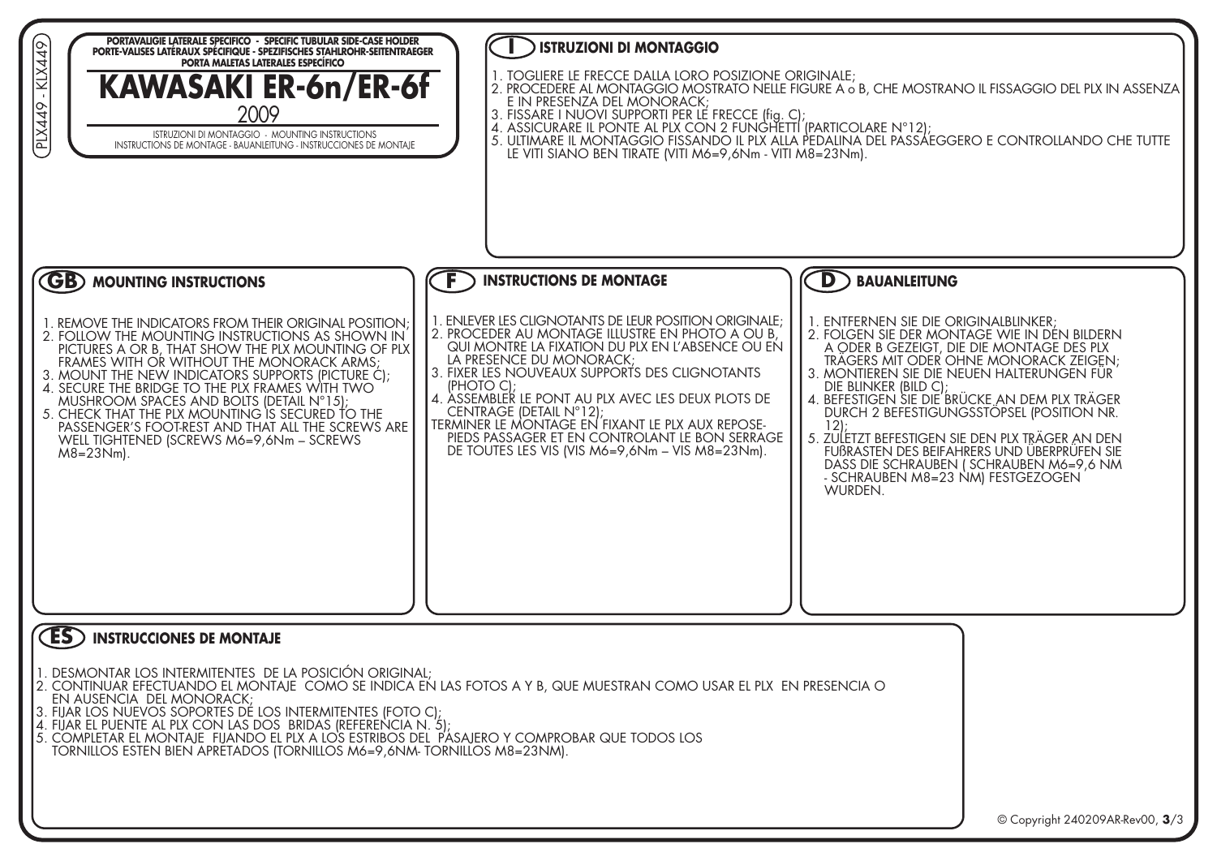PLX449 - KLX449

**PORTAVALIGIE LATERALE SPECIFICO - SPECIFIC TUBULAR SIDE-CASE HOLDER**
**PORTE-VALISES LATÉRAUX SPÉCIFIQUE - SPEZIFISCHES STAHLROHR-SEITENTRAEGER**
**PORTA MALETAS LATERALES ESPECÍFICO**

# KAWASAKI ER-6n/ER-6f

2009

ISTRUZIONI DI MONTAGGIO - MOUNTING INSTRUCTIONS
INSTRUCTIONS DE MONTAGE - BAUANLEITUNG - INSTRUCCIONES DE MONTAJE

## I ISTRUZIONI DI MONTAGGIO

1. TOGLIERE LE FRECCE DALLA LORO POSIZIONE ORIGINALE;
2. PROCEDERE AL MONTAGGIO MOSTRATO NELLE FIGURE A o B, CHE MOSTRANO IL FISSAGGIO DEL PLX IN ASSENZA E IN PRESENZA DEL MONORACK;
3. FISSARE I NUOVI SUPPORTI PER LE FRECCE (fig. C);
4. ASSICURARE IL PONTE AL PLX CON 2 FUNGHETTI (PARTICOLARE N°12);
5. ULTIMARE IL MONTAGGIO FISSANDO IL PLX ALLA PEDALINA DEL PASSAEGGERO E CONTROLLANDO CHE TUTTE LE VITI SIANO BEN TIRATE (VITI M6=9,6Nm - VITI M8=23Nm).

## GB MOUNTING INSTRUCTIONS

1. REMOVE THE INDICATORS FROM THEIR ORIGINAL POSITION;
2. FOLLOW THE MOUNTING INSTRUCTIONS AS SHOWN IN PICTURES A OR B, THAT SHOW THE PLX MOUNTING OF PLX FRAMES WITH OR WITHOUT THE MONORACK ARMS;
3. MOUNT THE NEW INDICATORS SUPPORTS (PICTURE C);
4. SECURE THE BRIDGE TO THE PLX FRAMES WITH TWO MUSHROOM SPACES AND BOLTS (DETAIL N°15);
5. CHECK THAT THE PLX MOUNTING IS SECURED TO THE PASSENGER'S FOOT-REST AND THAT ALL THE SCREWS ARE WELL TIGHTENED (SCREWS M6=9,6Nm – SCREWS M8=23Nm).

## F INSTRUCTIONS DE MONTAGE

1. ENLEVER LES CLIGNOTANTS DE LEUR POSITION ORIGINALE;
2. PROCEDER AU MONTAGE ILLUSTRE EN PHOTO A OU B, QUI MONTRE LA FIXATION DU PLX EN L'ABSENCE OU EN LA PRESENCE DU MONORACK;
3. FIXER LES NOUVEAUX SUPPORTS DES CLIGNOTANTS (PHOTO C);
4. ASSEMBLER LE PONT AU PLX AVEC LES DEUX PLOTS DE CENTRAGE (DETAIL N°12);

TERMINER LE MONTAGE EN FIXANT LE PLX AUX REPOSE-PIEDS PASSAGER ET EN CONTROLANT LE BON SERRAGE DE TOUTES LES VIS (VIS M6=9,6Nm – VIS M8=23Nm).

## D BAUANLEITUNG

1. ENTFERNEN SIE DIE ORIGINALBLINKER;
2. FOLGEN SIE DER MONTAGE WIE IN DEN BILDERN A ODER B GEZEIGT, DIE DIE MONTAGE DES PLX TRÄGERS MIT ODER OHNE MONORACK ZEIGEN;
3. MONTIEREN SIE DIE NEUEN HALTERUNGEN FÜR DIE BLINKER (BILD C);
4. BEFESTIGEN SIE DIE BRÜCKE AN DEM PLX TRÄGER DURCH 2 BEFESTIGUNGSSTÖPSEL (POSITION NR. 12);
5. ZULETZT BEFESTIGEN SIE DEN PLX TRÄGER AN DEN FUßRASTEN DES BEIFAHRERS UND ÜBERPRÜFEN SIE DASS DIE SCHRAUBEN ( SCHRAUBEN M6=9,6 NM - SCHRAUBEN M8=23 NM) FESTGEZOGEN WURDEN.

## ES INSTRUCCIONES DE MONTAJE

1. DESMONTAR LOS INTERMITENTES DE LA POSICIÓN ORIGINAL;
2. CONTINUAR EFECTUANDO EL MONTAJE COMO SE INDICA EN LAS FOTOS A Y B, QUE MUESTRAN COMO USAR EL PLX EN PRESENCIA O EN AUSENCIA DEL MONORACK;
3. FIJAR LOS NUEVOS SOPORTES DE LOS INTERMITENTES (FOTO C);
4. FIJAR EL PUENTE AL PLX CON LAS DOS BRIDAS (REFERENCIA N. 5);
5. COMPLETAR EL MONTAJE FIJANDO EL PLX A LOS ESTRIBOS DEL PASAJERO Y COMPROBAR QUE TODOS LOS TORNILLOS ESTEN BIEN APRETADOS (TORNILLOS M6=9,6NM- TORNILLOS M8=23NM).

© Copyright 240209AR-Rev00